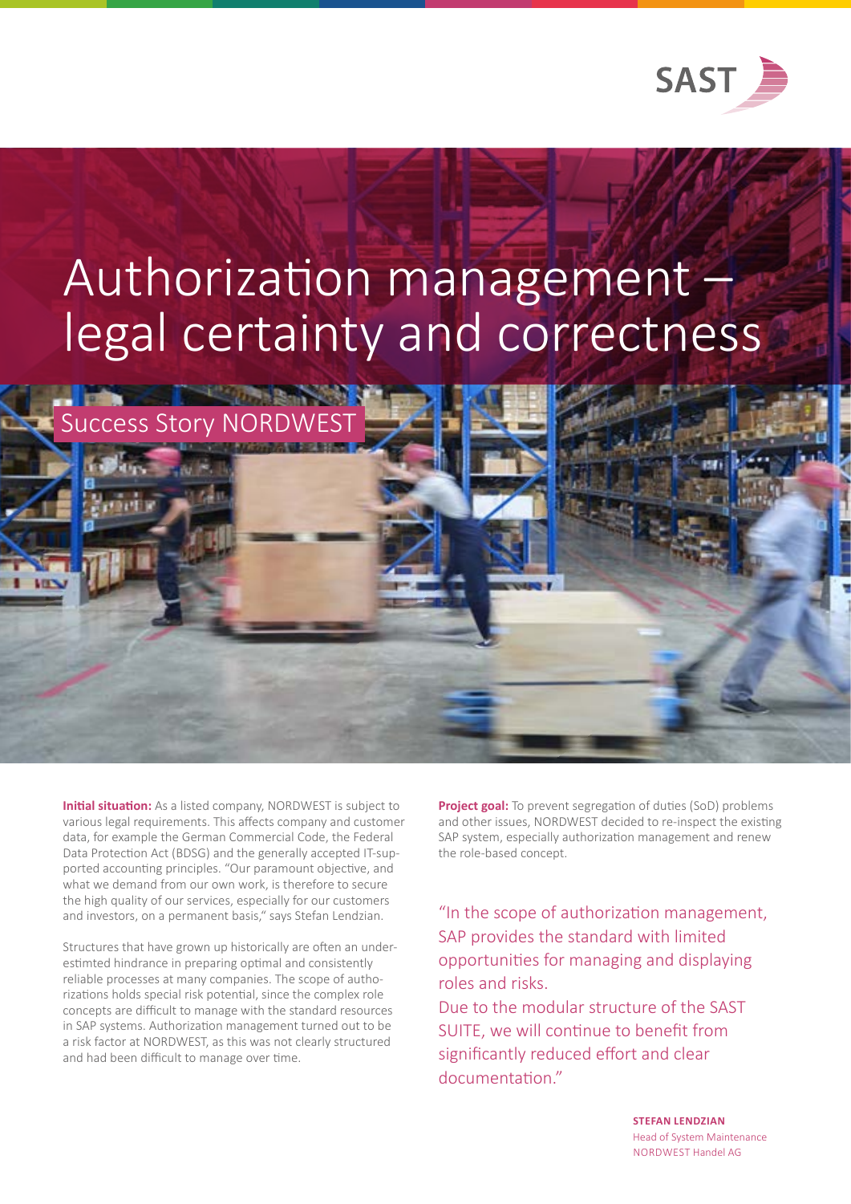SAST

# Authorization management – legal certainty and correctness

## Success Story NORDWEST

**Initial situation:** As a listed company, NORDWEST is subject to various legal requirements. This affects company and customer data, for example the German Commercial Code, the Federal Data Protection Act (BDSG) and the generally accepted IT-supported accounting principles. "Our paramount objective, and what we demand from our own work, is therefore to secure the high quality of our services, especially for our customers and investors, on a permanent basis," says Stefan Lendzian.

Structures that have grown up historically are often an underestimted hindrance in preparing optimal and consistently reliable processes at many companies. The scope of authorizations holds special risk potential, since the complex role concepts are difficult to manage with the standard resources in SAP systems. Authorization management turned out to be a risk factor at NORDWEST, as this was not clearly structured and had been difficult to manage over time.

**Project goal:** To prevent segregation of duties (SoD) problems and other issues, NORDWEST decided to re-inspect the existing SAP system, especially authorization management and renew the role-based concept.

"In the scope of authorization management, SAP provides the standard with limited opportunities for managing and displaying roles and risks.
Due to the modular structure of the SAST SUITE, we will continue to benefit from significantly reduced effort and clear documentation."

**STEFAN LENDZIAN**
Head of System Maintenance
NORDWEST Handel AG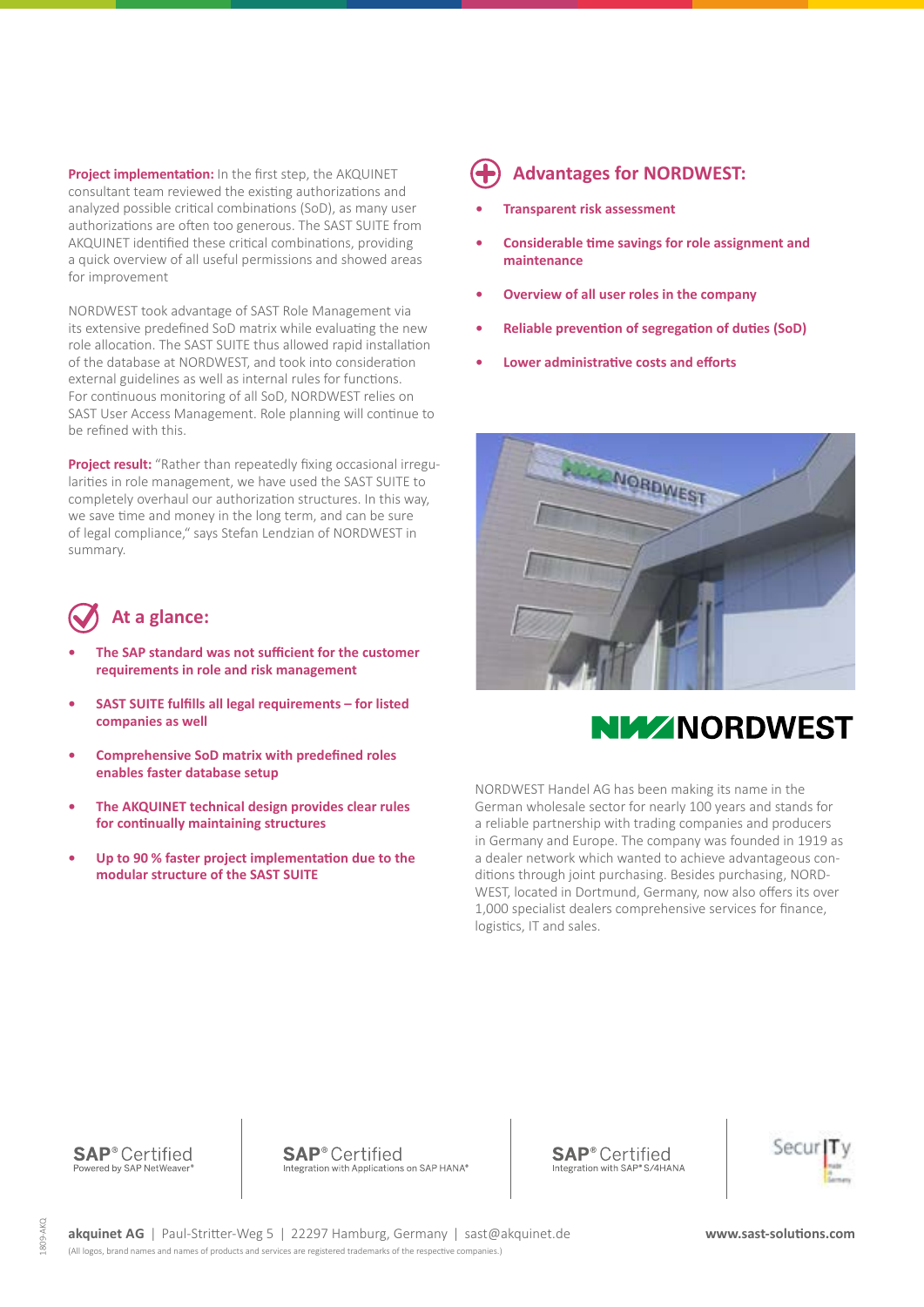**Project implementation:** In the first step, the AKQUINET consultant team reviewed the existing authorizations and analyzed possible critical combinations (SoD), as many user authorizations are often too generous. The SAST SUITE from AKQUINET identified these critical combinations, providing a quick overview of all useful permissions and showed areas for improvement

NORDWEST took advantage of SAST Role Management via its extensive predefined SoD matrix while evaluating the new role allocation. The SAST SUITE thus allowed rapid installation of the database at NORDWEST, and took into consideration external guidelines as well as internal rules for functions. For continuous monitoring of all SoD, NORDWEST relies on SAST User Access Management. Role planning will continue to be refined with this.

**Project result:** "Rather than repeatedly fixing occasional irregularities in role management, we have used the SAST SUITE to completely overhaul our authorization structures. In this way, we save time and money in the long term, and can be sure of legal compliance," says Stefan Lendzian of NORDWEST in summary.

## At a glance:

- **The SAP standard was not sufficient for the customer requirements in role and risk management**
- **SAST SUITE fulfills all legal requirements – for listed companies as well**
- **Comprehensive SoD matrix with predefined roles enables faster database setup**
- **The AKQUINET technical design provides clear rules for continually maintaining structures**
- **Up to 90 % faster project implementation due to the modular structure of the SAST SUITE**

## Advantages for NORDWEST:

- **Transparent risk assessment**
- **Considerable time savings for role assignment and maintenance**
- **Overview of all user roles in the company**
- **Reliable prevention of segregation of duties (SoD)**
- **Lower administrative costs and efforts**

NORDWEST

NORDWEST Handel AG has been making its name in the German wholesale sector for nearly 100 years and stands for a reliable partnership with trading companies and producers in Germany and Europe. The company was founded in 1919 as a dealer network which wanted to achieve advantageous conditions through joint purchasing. Besides purchasing, NORDWEST, located in Dortmund, Germany, now also offers its over 1,000 specialist dealers comprehensive services for finance, logistics, IT and sales.

SAP® Certified
Powered by SAP NetWeaver®

SAP® Certified
Integration with Applications on SAP HANA®

SAP® Certified
Integration with SAP® S/4HANA

SecurITy made in Germany

**akquinet AG** | Paul-Stritter-Weg 5 | 22297 Hamburg, Germany | sast@akquinet.de **www.sast-solutions.com**

(All logos, brand names and names of products and services are registered trademarks of the respective companies.)

1809-AKQ